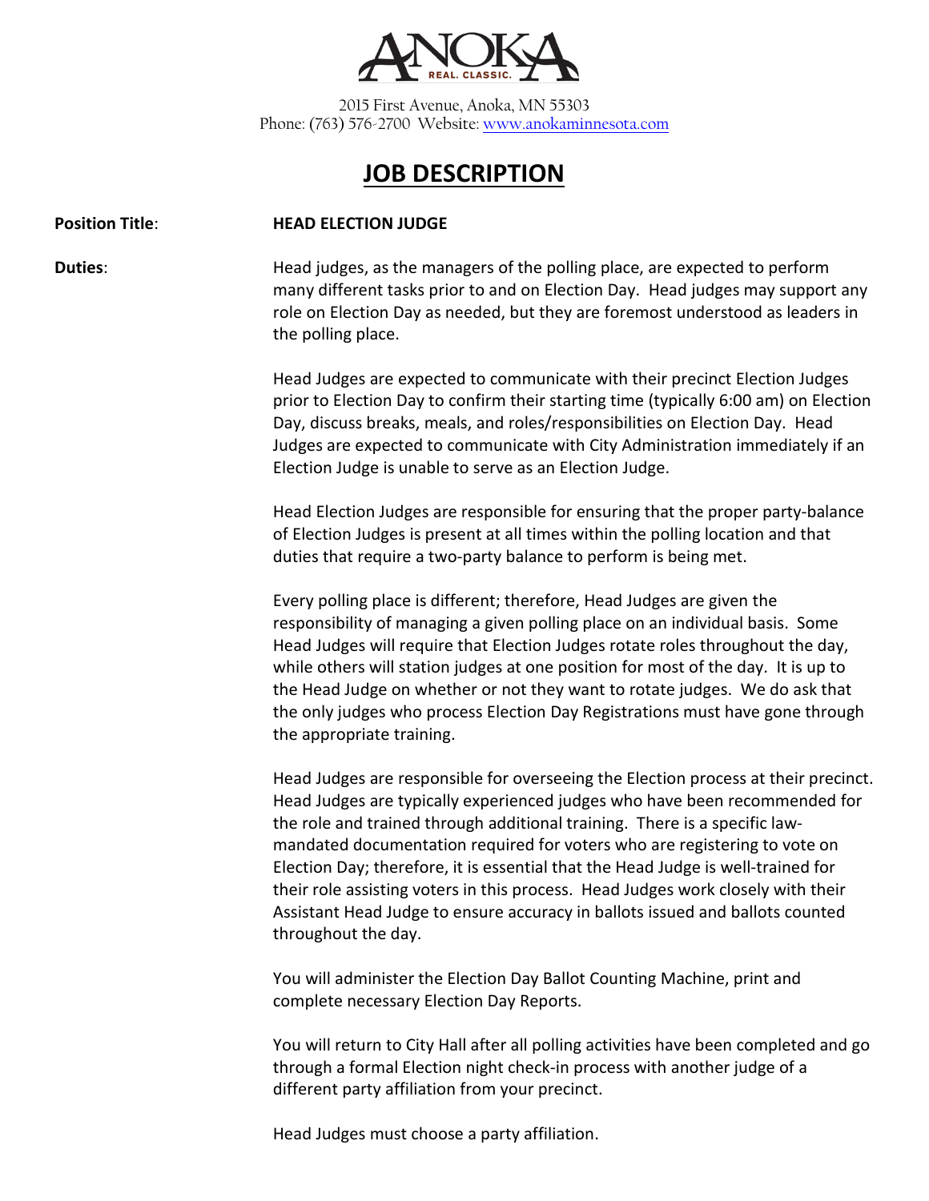ANOKA
REAL. CLASSIC.

2015 First Avenue, Anoka, MN 55303
Phone: (763) 576-2700 Website: www.anokaminnesota.com

# JOB DESCRIPTION

**Position Title**: **HEAD ELECTION JUDGE**

**Duties**:

Head judges, as the managers of the polling place, are expected to perform many different tasks prior to and on Election Day. Head judges may support any role on Election Day as needed, but they are foremost understood as leaders in the polling place.

Head Judges are expected to communicate with their precinct Election Judges prior to Election Day to confirm their starting time (typically 6:00 am) on Election Day, discuss breaks, meals, and roles/responsibilities on Election Day. Head Judges are expected to communicate with City Administration immediately if an Election Judge is unable to serve as an Election Judge.

Head Election Judges are responsible for ensuring that the proper party-balance of Election Judges is present at all times within the polling location and that duties that require a two-party balance to perform is being met.

Every polling place is different; therefore, Head Judges are given the responsibility of managing a given polling place on an individual basis. Some Head Judges will require that Election Judges rotate roles throughout the day, while others will station judges at one position for most of the day. It is up to the Head Judge on whether or not they want to rotate judges. We do ask that the only judges who process Election Day Registrations must have gone through the appropriate training.

Head Judges are responsible for overseeing the Election process at their precinct. Head Judges are typically experienced judges who have been recommended for the role and trained through additional training. There is a specific law-mandated documentation required for voters who are registering to vote on Election Day; therefore, it is essential that the Head Judge is well-trained for their role assisting voters in this process. Head Judges work closely with their Assistant Head Judge to ensure accuracy in ballots issued and ballots counted throughout the day.

You will administer the Election Day Ballot Counting Machine, print and complete necessary Election Day Reports.

You will return to City Hall after all polling activities have been completed and go through a formal Election night check-in process with another judge of a different party affiliation from your precinct.

Head Judges must choose a party affiliation.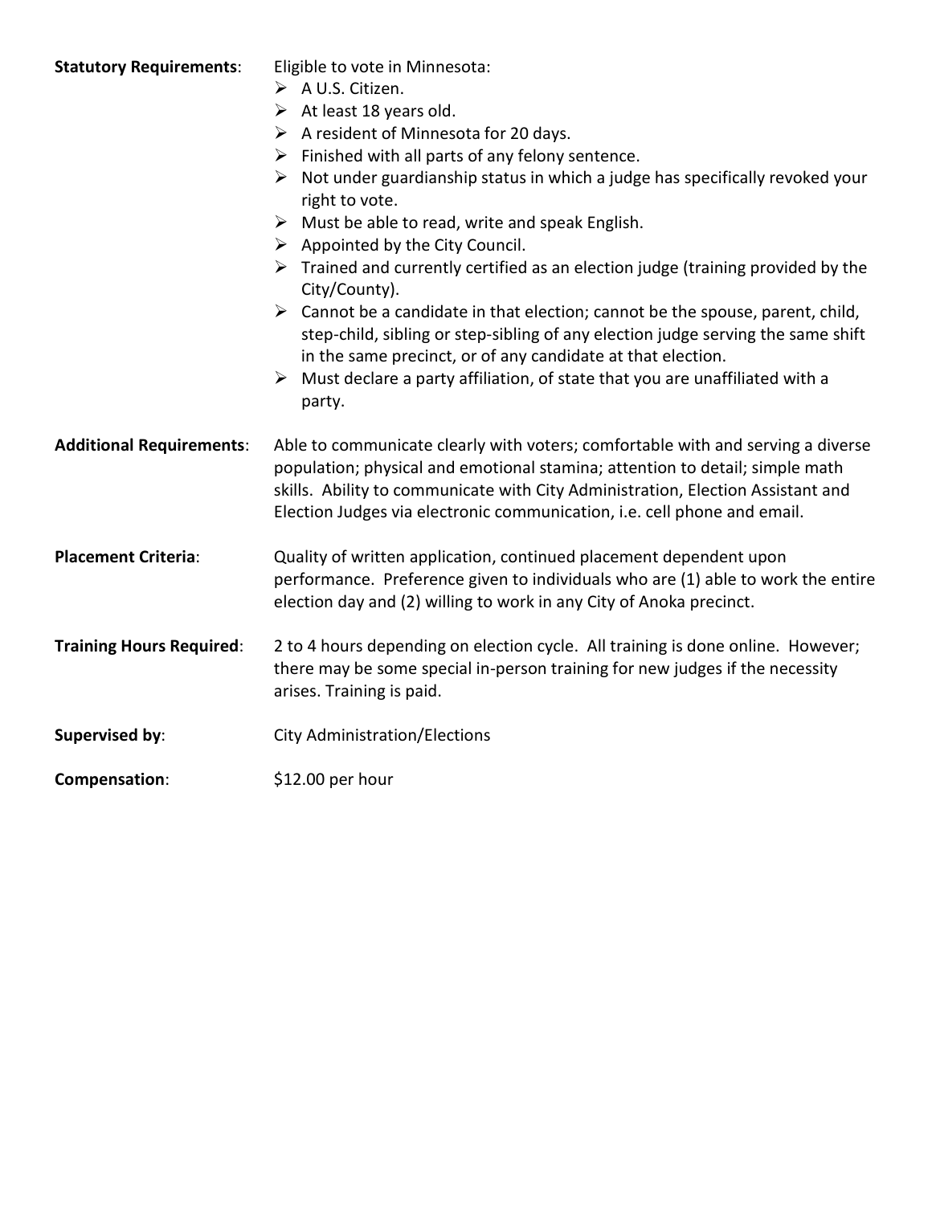**Statutory Requirements**: Eligible to vote in Minnesota:

- A U.S. Citizen.
- At least 18 years old.
- A resident of Minnesota for 20 days.
- Finished with all parts of any felony sentence.
- Not under guardianship status in which a judge has specifically revoked your right to vote.
- Must be able to read, write and speak English.
- Appointed by the City Council.
- Trained and currently certified as an election judge (training provided by the City/County).
- Cannot be a candidate in that election; cannot be the spouse, parent, child, step-child, sibling or step-sibling of any election judge serving the same shift in the same precinct, or of any candidate at that election.
- Must declare a party affiliation, of state that you are unaffiliated with a party.

**Additional Requirements**: Able to communicate clearly with voters; comfortable with and serving a diverse population; physical and emotional stamina; attention to detail; simple math skills. Ability to communicate with City Administration, Election Assistant and Election Judges via electronic communication, i.e. cell phone and email.

**Placement Criteria**: Quality of written application, continued placement dependent upon performance. Preference given to individuals who are (1) able to work the entire election day and (2) willing to work in any City of Anoka precinct.

**Training Hours Required**: 2 to 4 hours depending on election cycle. All training is done online. However; there may be some special in-person training for new judges if the necessity arises. Training is paid.

**Supervised by**: City Administration/Elections

**Compensation**: $12.00 per hour